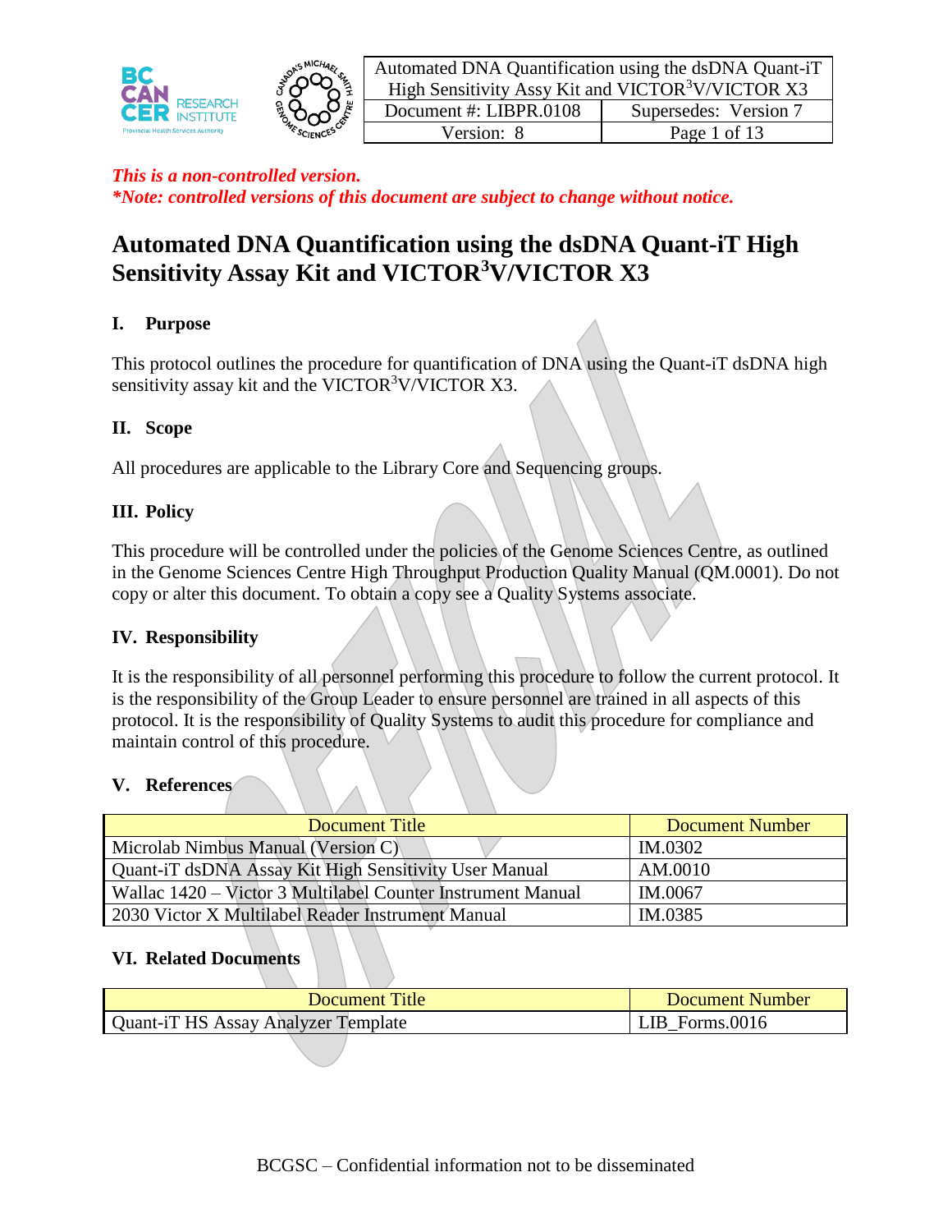*This is a non-controlled version.*
*\*Note: controlled versions of this document are subject to change without notice.*

# Automated DNA Quantification using the dsDNA Quant-iT High Sensitivity Assay Kit and VICTOR$^3$V/VICTOR X3

## I. Purpose

This protocol outlines the procedure for quantification of DNA using the Quant-iT dsDNA high sensitivity assay kit and the VICTOR$^3$V/VICTOR X3.

## II. Scope

All procedures are applicable to the Library Core and Sequencing groups.

## III. Policy

This procedure will be controlled under the policies of the Genome Sciences Centre, as outlined in the Genome Sciences Centre High Throughput Production Quality Manual (QM.0001). Do not copy or alter this document. To obtain a copy see a Quality Systems associate.

## IV. Responsibility

It is the responsibility of all personnel performing this procedure to follow the current protocol. It is the responsibility of the Group Leader to ensure personnel are trained in all aspects of this protocol. It is the responsibility of Quality Systems to audit this procedure for compliance and maintain control of this procedure.

## V. References

| Document Title | Document Number |
|---|---|
| Microlab Nimbus Manual (Version C) | IM.0302 |
| Quant-iT dsDNA Assay Kit High Sensitivity User Manual | AM.0010 |
| Wallac 1420 – Victor 3 Multilabel Counter Instrument Manual | IM.0067 |
| 2030 Victor X Multilabel Reader Instrument Manual | IM.0385 |

## VI. Related Documents

| Document Title | Document Number |
|---|---|
| Quant-iT HS Assay Analyzer Template | LIB_Forms.0016 |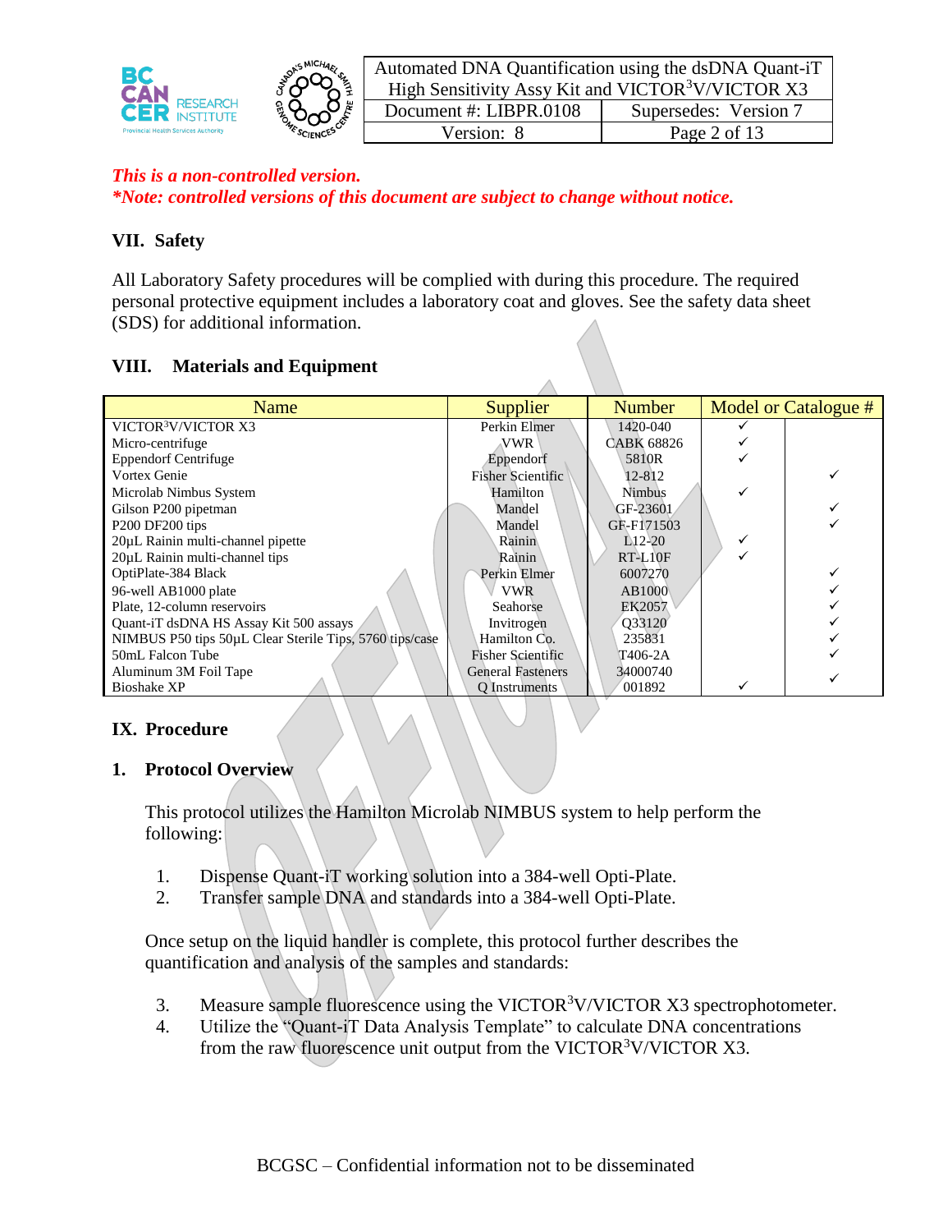*This is a non-controlled version.*
***Note: controlled versions of this document are subject to change without notice.***

## VII. Safety

All Laboratory Safety procedures will be complied with during this procedure. The required personal protective equipment includes a laboratory coat and gloves. See the safety data sheet (SDS) for additional information.

## VIII. Materials and Equipment

| Name | Supplier | Number | Model or Catalogue # | |
|---|---|---|---|---|
| VICTOR$^3$V/VICTOR X3 | Perkin Elmer | 1420-040 | ✓ | |
| Micro-centrifuge | VWR | CABK 68826 | ✓ | |
| Eppendorf Centrifuge | Eppendorf | 5810R | ✓ | |
| Vortex Genie | Fisher Scientific | 12-812 | | ✓ |
| Microlab Nimbus System | Hamilton | Nimbus | ✓ | |
| Gilson P200 pipetman | Mandel | GF-23601 | | ✓ |
| P200 DF200 tips | Mandel | GF-F171503 | | ✓ |
| 20µL Rainin multi-channel pipette | Rainin | L12-20 | ✓ | |
| 20µL Rainin multi-channel tips | Rainin | RT-L10F | ✓ | |
| OptiPlate-384 Black | Perkin Elmer | 6007270 | | ✓ |
| 96-well AB1000 plate | VWR | AB1000 | | ✓ |
| Plate, 12-column reservoirs | Seahorse | EK2057 | | ✓ |
| Quant-iT dsDNA HS Assay Kit 500 assays | Invitrogen | Q33120 | | ✓ |
| NIMBUS P50 tips 50µL Clear Sterile Tips, 5760 tips/case | Hamilton Co. | 235831 | | ✓ |
| 50mL Falcon Tube | Fisher Scientific | T406-2A | | ✓ |
| Aluminum 3M Foil Tape | General Fasteners | 34000740 | | ✓ |
| Bioshake XP | Q Instruments | 001892 | ✓ | |

## IX. Procedure

### 1. Protocol Overview

This protocol utilizes the Hamilton Microlab NIMBUS system to help perform the following:

1. Dispense Quant-iT working solution into a 384-well Opti-Plate.
2. Transfer sample DNA and standards into a 384-well Opti-Plate.

Once setup on the liquid handler is complete, this protocol further describes the quantification and analysis of the samples and standards:

3. Measure sample fluorescence using the VICTOR$^3$V/VICTOR X3 spectrophotometer.
4. Utilize the "Quant-iT Data Analysis Template" to calculate DNA concentrations from the raw fluorescence unit output from the VICTOR$^3$V/VICTOR X3.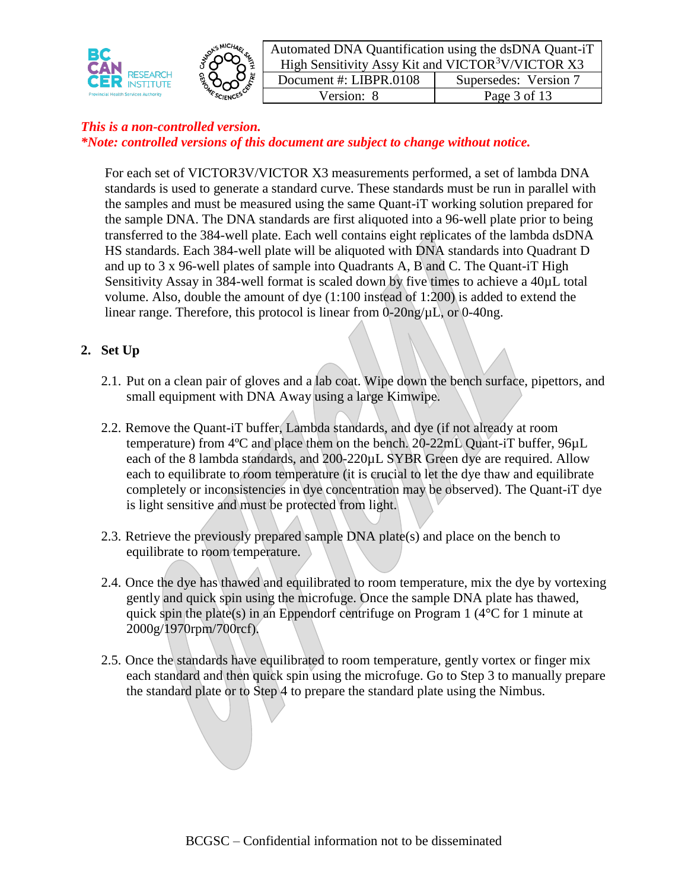*This is a non-controlled version.*
*\*Note: controlled versions of this document are subject to change without notice.*

For each set of VICTOR3V/VICTOR X3 measurements performed, a set of lambda DNA standards is used to generate a standard curve. These standards must be run in parallel with the samples and must be measured using the same Quant-iT working solution prepared for the sample DNA. The DNA standards are first aliquoted into a 96-well plate prior to being transferred to the 384-well plate. Each well contains eight replicates of the lambda dsDNA HS standards. Each 384-well plate will be aliquoted with DNA standards into Quadrant D and up to 3 x 96-well plates of sample into Quadrants A, B and C. The Quant-iT High Sensitivity Assay in 384-well format is scaled down by five times to achieve a 40µL total volume. Also, double the amount of dye (1:100 instead of 1:200) is added to extend the linear range. Therefore, this protocol is linear from 0-20ng/µL, or 0-40ng.

## 2. Set Up

2.1. Put on a clean pair of gloves and a lab coat. Wipe down the bench surface, pipettors, and small equipment with DNA Away using a large Kimwipe.

2.2. Remove the Quant-iT buffer, Lambda standards, and dye (if not already at room temperature) from 4ºC and place them on the bench. 20-22mL Quant-iT buffer, 96µL each of the 8 lambda standards, and 200-220µL SYBR Green dye are required. Allow each to equilibrate to room temperature (it is crucial to let the dye thaw and equilibrate completely or inconsistencies in dye concentration may be observed). The Quant-iT dye is light sensitive and must be protected from light.

2.3. Retrieve the previously prepared sample DNA plate(s) and place on the bench to equilibrate to room temperature.

2.4. Once the dye has thawed and equilibrated to room temperature, mix the dye by vortexing gently and quick spin using the microfuge. Once the sample DNA plate has thawed, quick spin the plate(s) in an Eppendorf centrifuge on Program 1 (4°C for 1 minute at 2000g/1970rpm/700rcf).

2.5. Once the standards have equilibrated to room temperature, gently vortex or finger mix each standard and then quick spin using the microfuge. Go to Step 3 to manually prepare the standard plate or to Step 4 to prepare the standard plate using the Nimbus.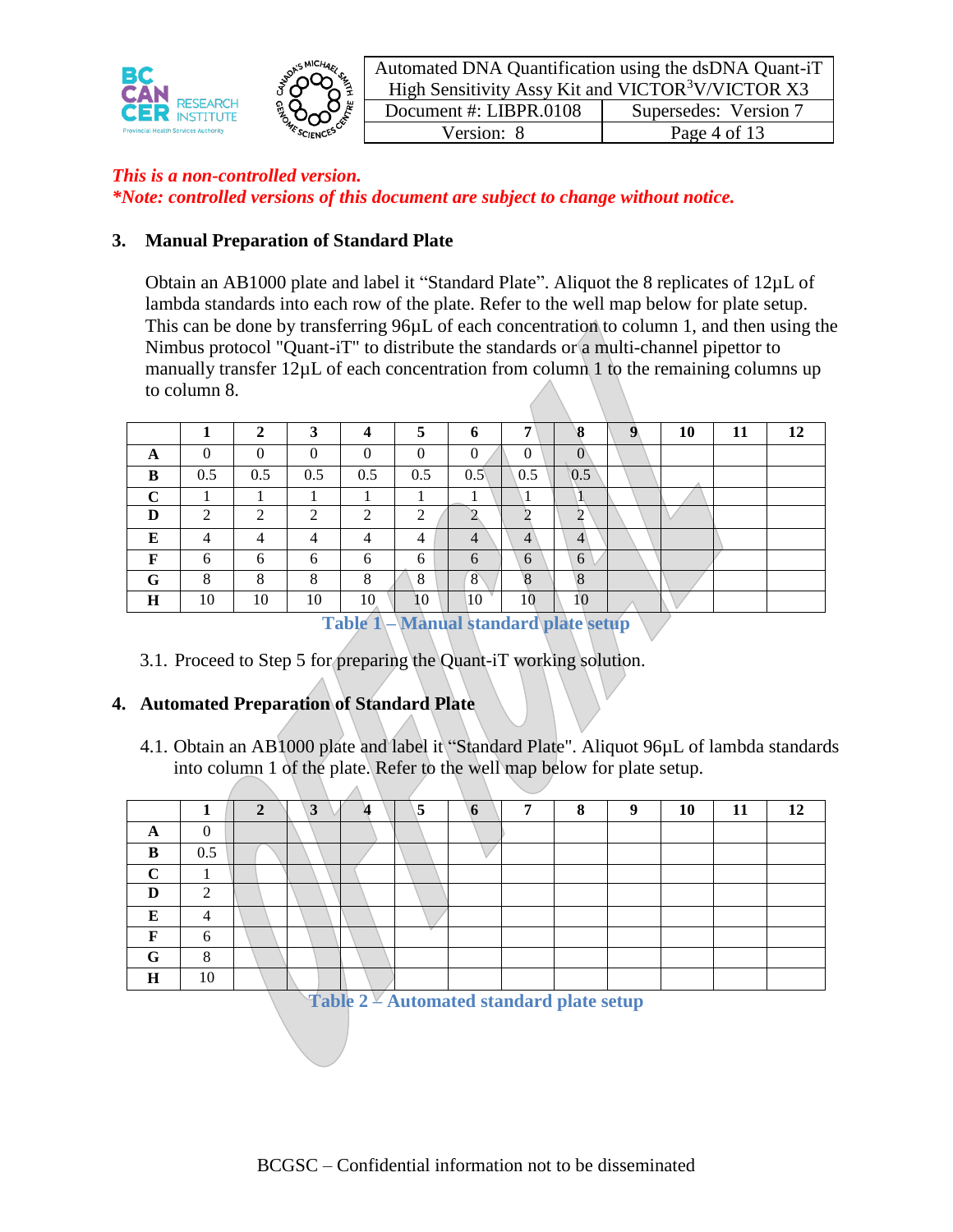*This is a non-controlled version.*
***Note: controlled versions of this document are subject to change without notice.***

## 3. Manual Preparation of Standard Plate

Obtain an AB1000 plate and label it "Standard Plate". Aliquot the 8 replicates of 12µL of lambda standards into each row of the plate. Refer to the well map below for plate setup. This can be done by transferring 96µL of each concentration to column 1, and then using the Nimbus protocol "Quant-iT" to distribute the standards or a multi-channel pipettor to manually transfer 12µL of each concentration from column 1 to the remaining columns up to column 8.

| | 1 | 2 | 3 | 4 | 5 | 6 | 7 | 8 | 9 | 10 | 11 | 12 |
|---|---|---|---|---|---|---|---|---|---|---|---|---|
| **A** | 0 | 0 | 0 | 0 | 0 | 0 | 0 | 0 | | | | |
| **B** | 0.5 | 0.5 | 0.5 | 0.5 | 0.5 | 0.5 | 0.5 | 0.5 | | | | |
| **C** | 1 | 1 | 1 | 1 | 1 | 1 | 1 | 1 | | | | |
| **D** | 2 | 2 | 2 | 2 | 2 | 2 | 2 | 2 | | | | |
| **E** | 4 | 4 | 4 | 4 | 4 | 4 | 4 | 4 | | | | |
| **F** | 6 | 6 | 6 | 6 | 6 | 6 | 6 | 6 | | | | |
| **G** | 8 | 8 | 8 | 8 | 8 | 8 | 8 | 8 | | | | |
| **H** | 10 | 10 | 10 | 10 | 10 | 10 | 10 | 10 | | | | |

**Table 1 – Manual standard plate setup**

3.1. Proceed to Step 5 for preparing the Quant-iT working solution.

## 4. Automated Preparation of Standard Plate

4.1. Obtain an AB1000 plate and label it "Standard Plate". Aliquot 96µL of lambda standards into column 1 of the plate. Refer to the well map below for plate setup.

| | 1 | 2 | 3 | 4 | 5 | 6 | 7 | 8 | 9 | 10 | 11 | 12 |
|---|---|---|---|---|---|---|---|---|---|---|---|---|
| **A** | 0 | | | | | | | | | | | |
| **B** | 0.5 | | | | | | | | | | | |
| **C** | 1 | | | | | | | | | | | |
| **D** | 2 | | | | | | | | | | | |
| **E** | 4 | | | | | | | | | | | |
| **F** | 6 | | | | | | | | | | | |
| **G** | 8 | | | | | | | | | | | |
| **H** | 10 | | | | | | | | | | | |

**Table 2 – Automated standard plate setup**

BCGSC – Confidential information not to be disseminated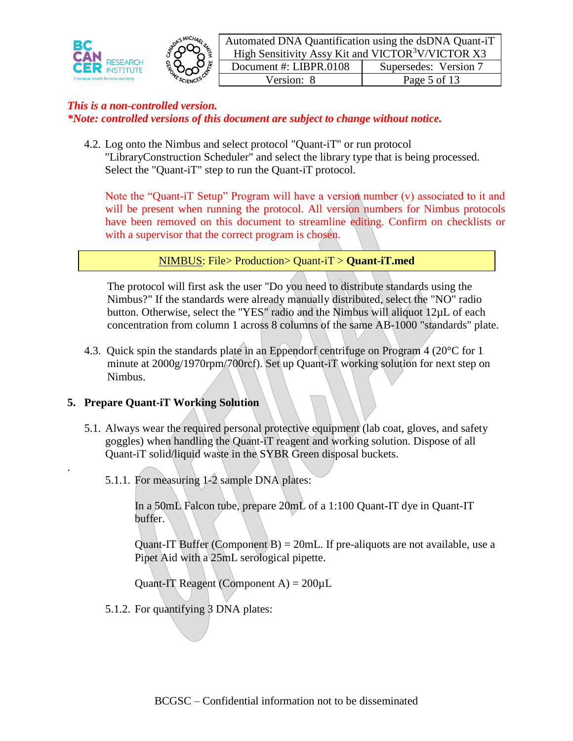*This is a non-controlled version.*
***Note: controlled versions of this document are subject to change without notice.***

4.2. Log onto the Nimbus and select protocol "Quant-iT" or run protocol "LibraryConstruction Scheduler" and select the library type that is being processed. Select the "Quant-iT" step to run the Quant-iT protocol.

Note the "Quant-iT Setup" Program will have a version number (v) associated to it and will be present when running the protocol. All version numbers for Nimbus protocols have been removed on this document to streamline editing. Confirm on checklists or with a supervisor that the correct program is chosen.

| NIMBUS: File> Production> Quant-iT > **Quant-iT.med** |
|---|

The protocol will first ask the user "Do you need to distribute standards using the Nimbus?" If the standards were already manually distributed, select the "NO" radio button. Otherwise, select the "YES" radio and the Nimbus will aliquot 12µL of each concentration from column 1 across 8 columns of the same AB-1000 "standards" plate.

4.3. Quick spin the standards plate in an Eppendorf centrifuge on Program 4 (20°C for 1 minute at 2000g/1970rpm/700rcf). Set up Quant-iT working solution for next step on Nimbus.

## 5. Prepare Quant-iT Working Solution

5.1. Always wear the required personal protective equipment (lab coat, gloves, and safety goggles) when handling the Quant-iT reagent and working solution. Dispose of all Quant-iT solid/liquid waste in the SYBR Green disposal buckets.

5.1.1. For measuring 1-2 sample DNA plates:

In a 50mL Falcon tube, prepare 20mL of a 1:100 Quant-IT dye in Quant-IT buffer.

Quant-IT Buffer (Component B) = 20mL. If pre-aliquots are not available, use a Pipet Aid with a 25mL serological pipette.

Quant-IT Reagent (Component A) = 200µL

5.1.2. For quantifying 3 DNA plates: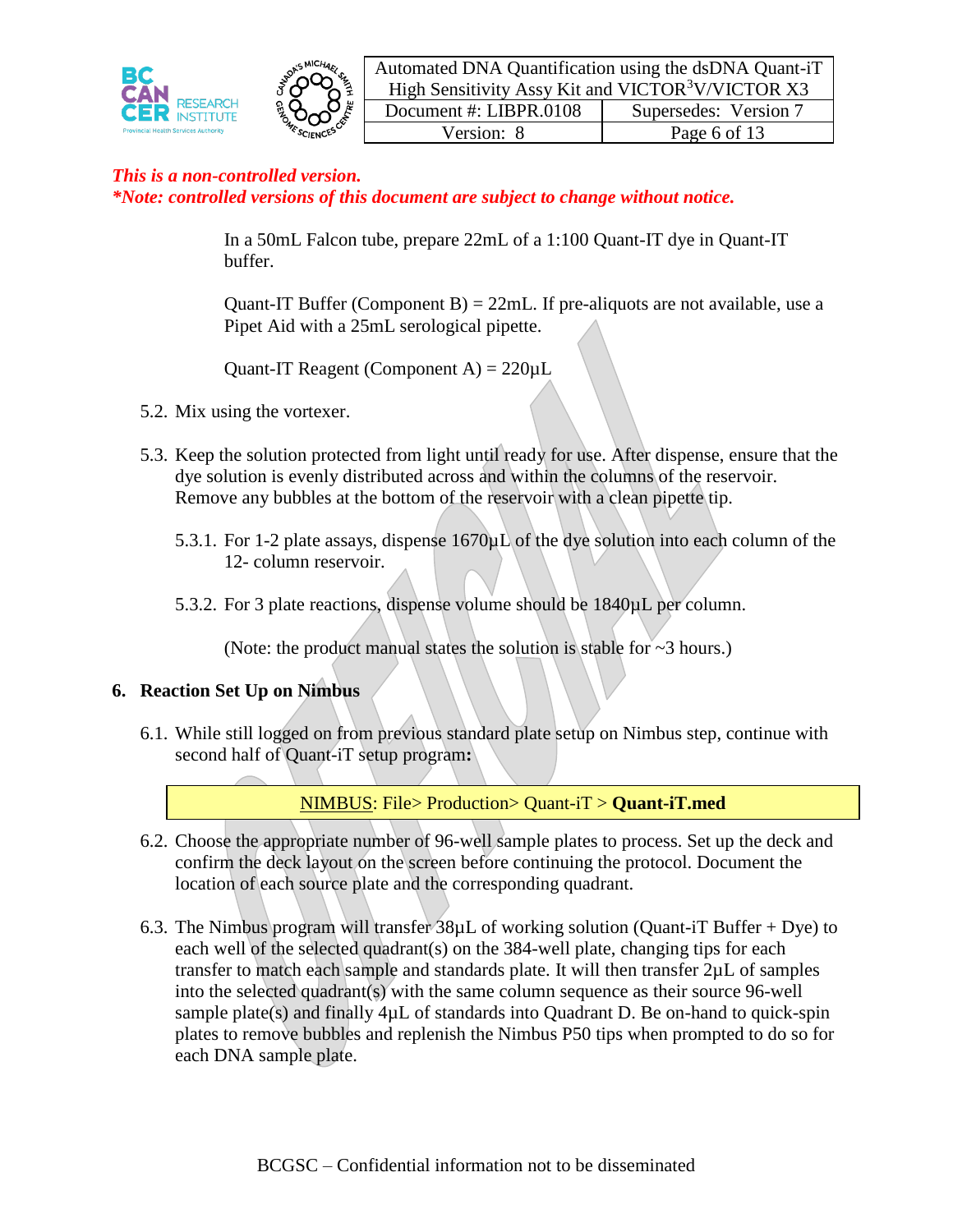*This is a non-controlled version.*
***Note: controlled versions of this document are subject to change without notice.***

In a 50mL Falcon tube, prepare 22mL of a 1:100 Quant-IT dye in Quant-IT buffer.

Quant-IT Buffer (Component B) = 22mL. If pre-aliquots are not available, use a Pipet Aid with a 25mL serological pipette.

Quant-IT Reagent (Component A) = 220µL

5.2. Mix using the vortexer.

5.3. Keep the solution protected from light until ready for use. After dispense, ensure that the dye solution is evenly distributed across and within the columns of the reservoir. Remove any bubbles at the bottom of the reservoir with a clean pipette tip.

5.3.1. For 1-2 plate assays, dispense 1670µL of the dye solution into each column of the 12- column reservoir.

5.3.2. For 3 plate reactions, dispense volume should be 1840µL per column.

(Note: the product manual states the solution is stable for ~3 hours.)

## 6. Reaction Set Up on Nimbus

6.1. While still logged on from previous standard plate setup on Nimbus step, continue with second half of Quant-iT setup program**:**

| NIMBUS: File> Production> Quant-iT > **Quant-iT.med** |
|---|

6.2. Choose the appropriate number of 96-well sample plates to process. Set up the deck and confirm the deck layout on the screen before continuing the protocol. Document the location of each source plate and the corresponding quadrant.

6.3. The Nimbus program will transfer 38µL of working solution (Quant-iT Buffer + Dye) to each well of the selected quadrant(s) on the 384-well plate, changing tips for each transfer to match each sample and standards plate. It will then transfer 2µL of samples into the selected quadrant(s) with the same column sequence as their source 96-well sample plate(s) and finally 4µL of standards into Quadrant D. Be on-hand to quick-spin plates to remove bubbles and replenish the Nimbus P50 tips when prompted to do so for each DNA sample plate.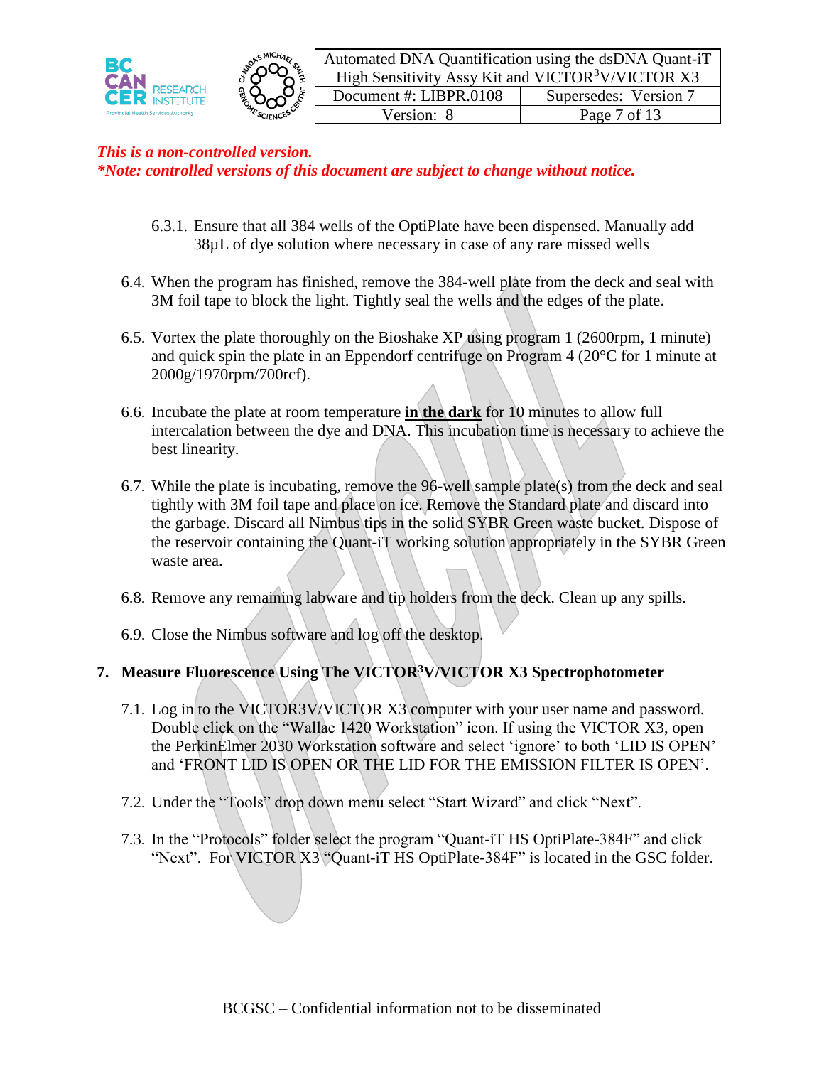*This is a non-controlled version.*
***Note: controlled versions of this document are subject to change without notice.***

6.3.1. Ensure that all 384 wells of the OptiPlate have been dispensed. Manually add 38µL of dye solution where necessary in case of any rare missed wells

6.4. When the program has finished, remove the 384-well plate from the deck and seal with 3M foil tape to block the light. Tightly seal the wells and the edges of the plate.

6.5. Vortex the plate thoroughly on the Bioshake XP using program 1 (2600rpm, 1 minute) and quick spin the plate in an Eppendorf centrifuge on Program 4 (20°C for 1 minute at 2000g/1970rpm/700rcf).

6.6. Incubate the plate at room temperature **in the dark** for 10 minutes to allow full intercalation between the dye and DNA. This incubation time is necessary to achieve the best linearity.

6.7. While the plate is incubating, remove the 96-well sample plate(s) from the deck and seal tightly with 3M foil tape and place on ice. Remove the Standard plate and discard into the garbage. Discard all Nimbus tips in the solid SYBR Green waste bucket. Dispose of the reservoir containing the Quant-iT working solution appropriately in the SYBR Green waste area.

6.8. Remove any remaining labware and tip holders from the deck. Clean up any spills.

6.9. Close the Nimbus software and log off the desktop.

## 7. Measure Fluorescence Using The VICTOR$^3$V/VICTOR X3 Spectrophotometer

7.1. Log in to the VICTOR3V/VICTOR X3 computer with your user name and password. Double click on the "Wallac 1420 Workstation" icon. If using the VICTOR X3, open the PerkinElmer 2030 Workstation software and select 'ignore' to both 'LID IS OPEN' and 'FRONT LID IS OPEN OR THE LID FOR THE EMISSION FILTER IS OPEN'.

7.2. Under the "Tools" drop down menu select "Start Wizard" and click "Next".

7.3. In the "Protocols" folder select the program "Quant-iT HS OptiPlate-384F" and click "Next". For VICTOR X3 "Quant-iT HS OptiPlate-384F" is located in the GSC folder.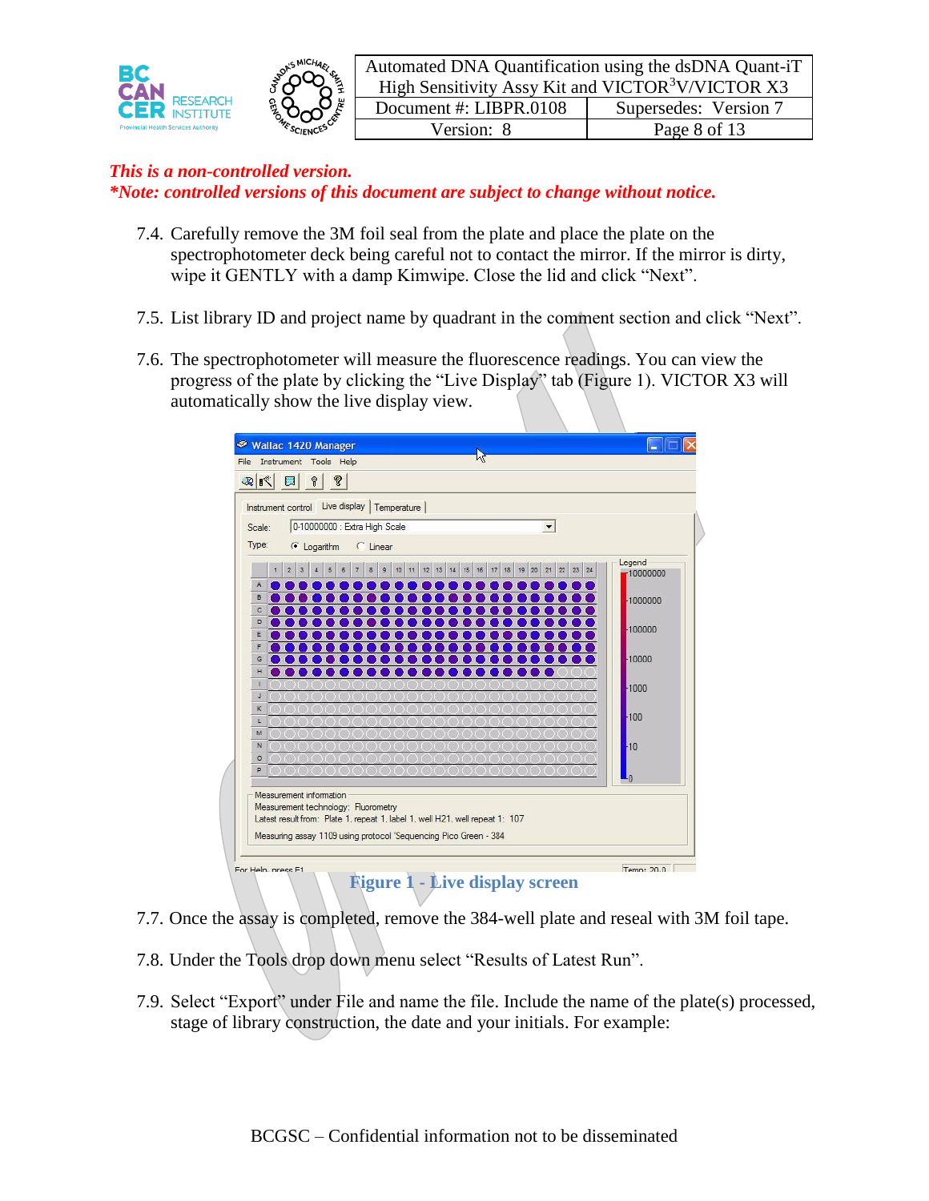*This is a non-controlled version.*
****Note: controlled versions of this document are subject to change without notice.***

7.4. Carefully remove the 3M foil seal from the plate and place the plate on the spectrophotometer deck being careful not to contact the mirror. If the mirror is dirty, wipe it GENTLY with a damp Kimwipe. Close the lid and click "Next".

7.5. List library ID and project name by quadrant in the comment section and click "Next".

7.6. The spectrophotometer will measure the fluorescence readings. You can view the progress of the plate by clicking the "Live Display" tab (Figure 1). VICTOR X3 will automatically show the live display view.

Figure 1 - Live display screen

7.7. Once the assay is completed, remove the 384-well plate and reseal with 3M foil tape.

7.8. Under the Tools drop down menu select "Results of Latest Run".

7.9. Select "Export" under File and name the file. Include the name of the plate(s) processed, stage of library construction, the date and your initials. For example:

BCGSC – Confidential information not to be disseminated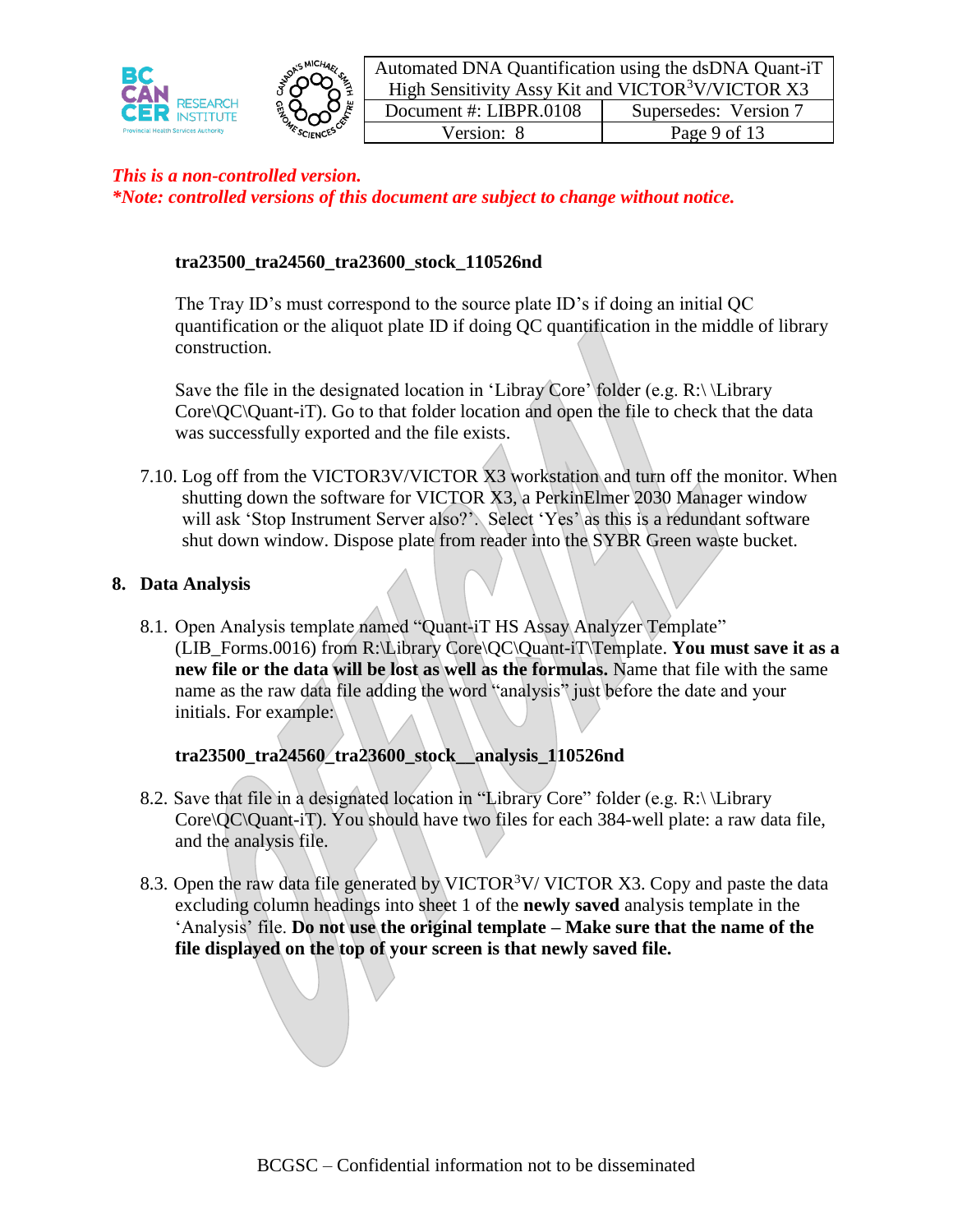*This is a non-controlled version.*
***Note: controlled versions of this document are subject to change without notice.***

**tra23500_tra24560_tra23600_stock_110526nd**

The Tray ID's must correspond to the source plate ID's if doing an initial QC quantification or the aliquot plate ID if doing QC quantification in the middle of library construction.

Save the file in the designated location in 'Libray Core' folder (e.g. R:\ \Library Core\QC\Quant-iT). Go to that folder location and open the file to check that the data was successfully exported and the file exists.

7.10. Log off from the VICTOR3V/VICTOR X3 workstation and turn off the monitor. When shutting down the software for VICTOR X3, a PerkinElmer 2030 Manager window will ask 'Stop Instrument Server also?'. Select 'Yes' as this is a redundant software shut down window. Dispose plate from reader into the SYBR Green waste bucket.

## 8. Data Analysis

8.1. Open Analysis template named "Quant-iT HS Assay Analyzer Template" (LIB_Forms.0016) from R:\Library Core\QC\Quant-iT\Template. **You must save it as a new file or the data will be lost as well as the formulas.** Name that file with the same name as the raw data file adding the word "analysis" just before the date and your initials. For example:

**tra23500_tra24560_tra23600_stock__analysis_110526nd**

8.2. Save that file in a designated location in "Library Core" folder (e.g. R:\ \Library Core\QC\Quant-iT). You should have two files for each 384-well plate: a raw data file, and the analysis file.

8.3. Open the raw data file generated by VICTOR$^3$V/ VICTOR X3. Copy and paste the data excluding column headings into sheet 1 of the **newly saved** analysis template in the 'Analysis' file. **Do not use the original template – Make sure that the name of the file displayed on the top of your screen is that newly saved file.**

BCGSC – Confidential information not to be disseminated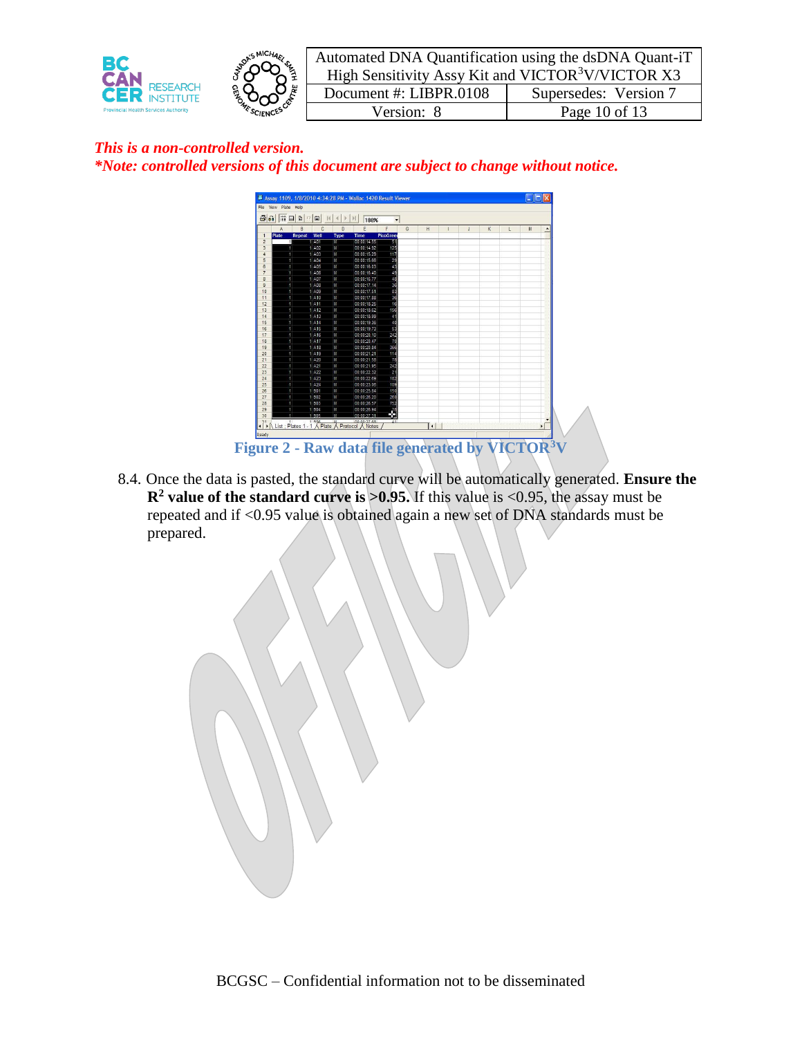*This is a non-controlled version.*
***Note: controlled versions of this document are subject to change without notice.***

Figure 2 - Raw data file generated by VICTOR$^3$V

8.4. Once the data is pasted, the standard curve will be automatically generated. **Ensure the $R^2$ value of the standard curve is >0.95.** If this value is <0.95, the assay must be repeated and if <0.95 value is obtained again a new set of DNA standards must be prepared.

BCGSC – Confidential information not to be disseminated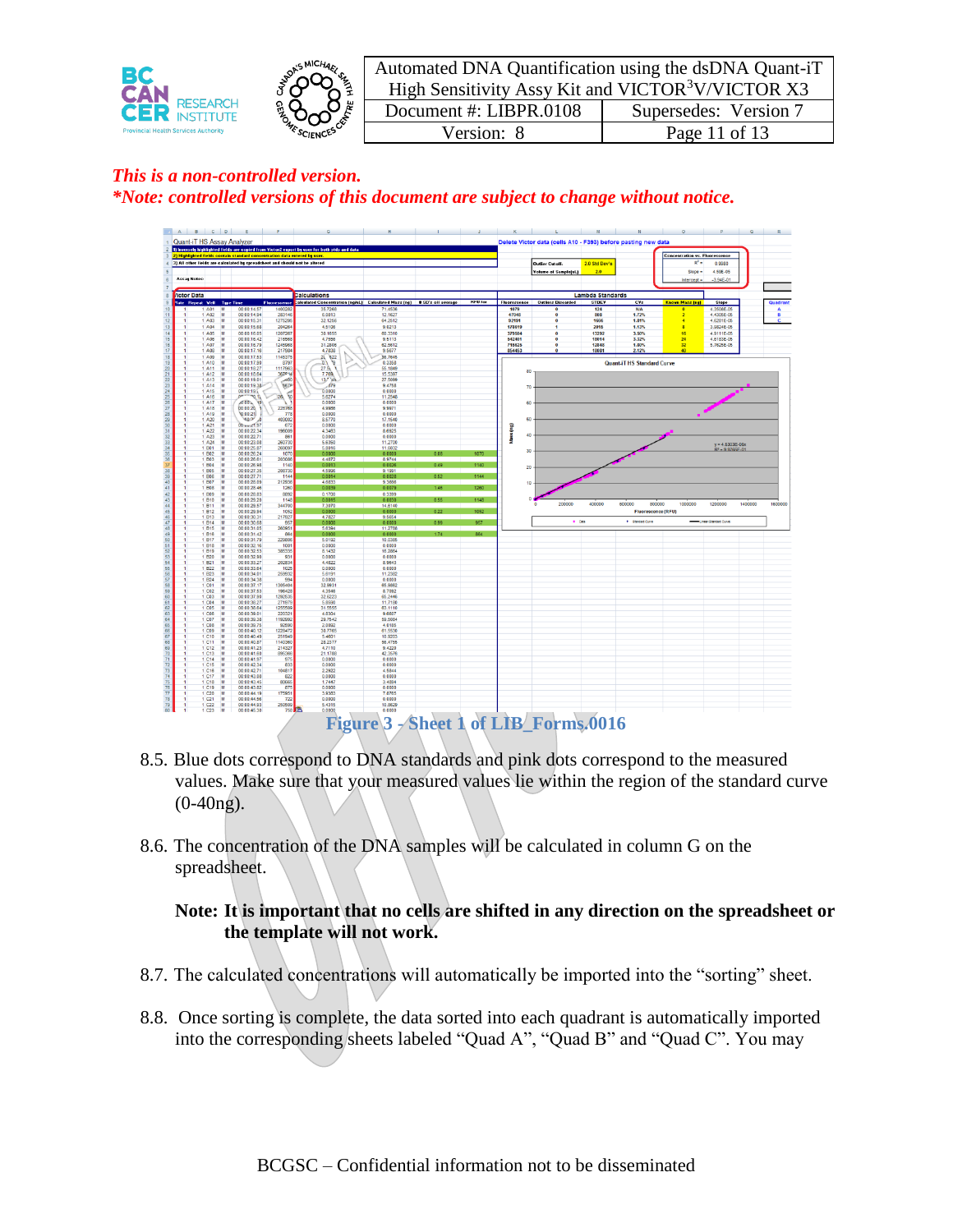*This is a non-controlled version.*
***Note: controlled versions of this document are subject to change without notice.***

Figure 3 - Sheet 1 of LIB_Forms.0016

8.5. Blue dots correspond to DNA standards and pink dots correspond to the measured values. Make sure that your measured values lie within the region of the standard curve (0-40ng).

8.6. The concentration of the DNA samples will be calculated in column G on the spreadsheet.

**Note: It is important that no cells are shifted in any direction on the spreadsheet or the template will not work.**

8.7. The calculated concentrations will automatically be imported into the “sorting” sheet.

8.8. Once sorting is complete, the data sorted into each quadrant is automatically imported into the corresponding sheets labeled “Quad A”, “Quad B” and “Quad C”. You may

BCGSC – Confidential information not to be disseminated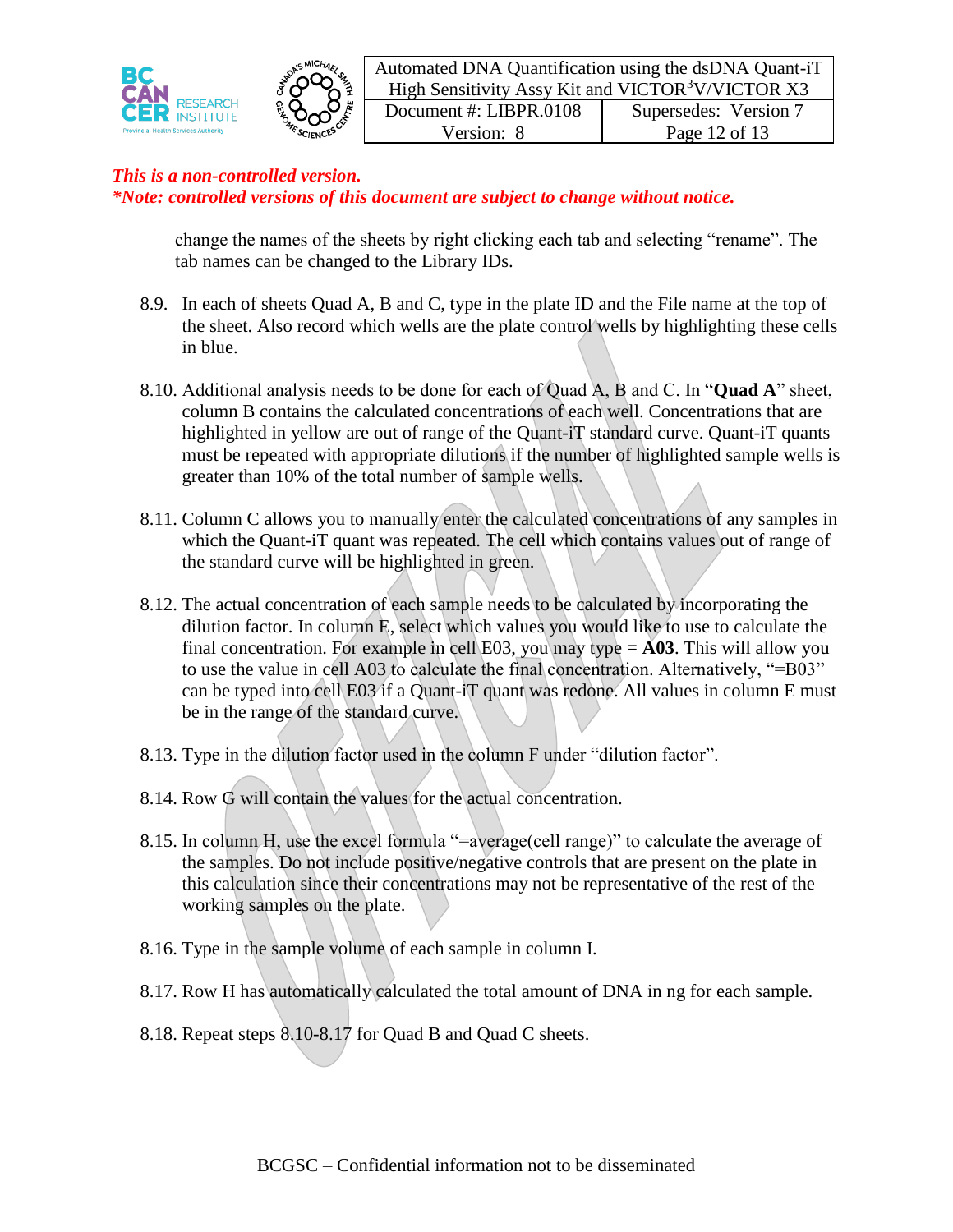*This is a non-controlled version.*
***Note: controlled versions of this document are subject to change without notice.***

change the names of the sheets by right clicking each tab and selecting "rename". The tab names can be changed to the Library IDs.

8.9. In each of sheets Quad A, B and C, type in the plate ID and the File name at the top of the sheet. Also record which wells are the plate control wells by highlighting these cells in blue.

8.10. Additional analysis needs to be done for each of Quad A, B and C. In "**Quad A**" sheet, column B contains the calculated concentrations of each well. Concentrations that are highlighted in yellow are out of range of the Quant-iT standard curve. Quant-iT quants must be repeated with appropriate dilutions if the number of highlighted sample wells is greater than 10% of the total number of sample wells.

8.11. Column C allows you to manually enter the calculated concentrations of any samples in which the Quant-iT quant was repeated. The cell which contains values out of range of the standard curve will be highlighted in green.

8.12. The actual concentration of each sample needs to be calculated by incorporating the dilution factor. In column E, select which values you would like to use to calculate the final concentration. For example in cell E03, you may type **= A03**. This will allow you to use the value in cell A03 to calculate the final concentration. Alternatively, "=B03" can be typed into cell E03 if a Quant-iT quant was redone. All values in column E must be in the range of the standard curve.

8.13. Type in the dilution factor used in the column F under "dilution factor".

8.14. Row G will contain the values for the actual concentration.

8.15. In column H, use the excel formula "=average(cell range)" to calculate the average of the samples. Do not include positive/negative controls that are present on the plate in this calculation since their concentrations may not be representative of the rest of the working samples on the plate.

8.16. Type in the sample volume of each sample in column I.

8.17. Row H has automatically calculated the total amount of DNA in ng for each sample.

8.18. Repeat steps 8.10-8.17 for Quad B and Quad C sheets.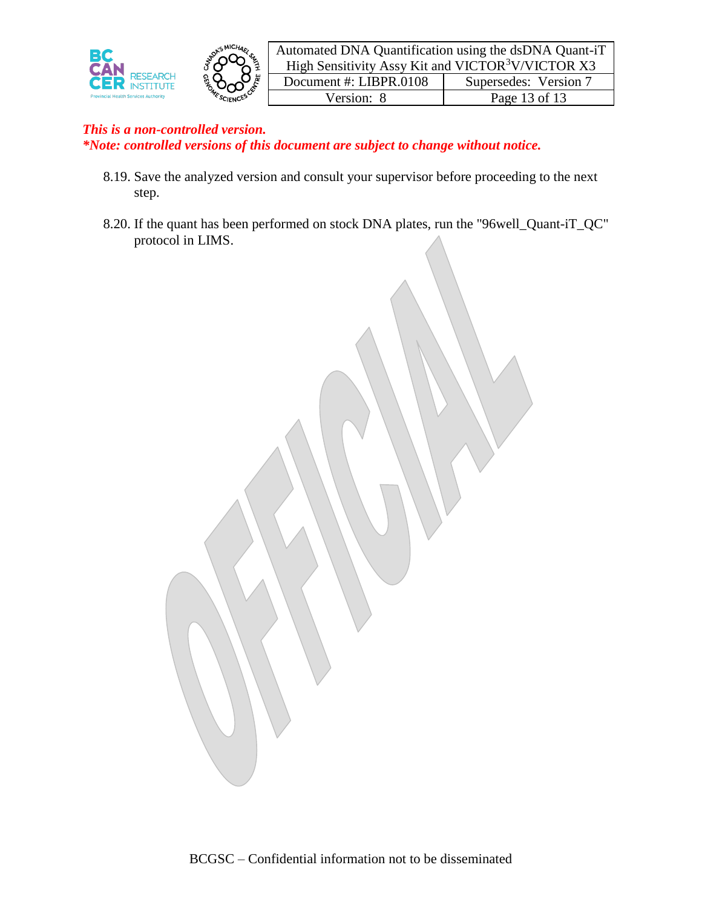*This is a non-controlled version.*
***Note: controlled versions of this document are subject to change without notice.***

8.19. Save the analyzed version and consult your supervisor before proceeding to the next step.

8.20. If the quant has been performed on stock DNA plates, run the "96well_Quant-iT_QC" protocol in LIMS.